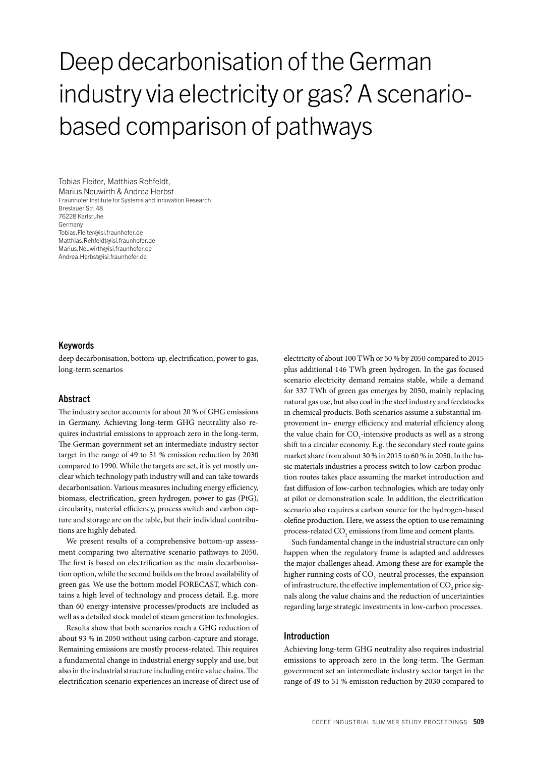# Deep decarbonisation of the German industry via electricity or gas? A scenario-based comparison of pathways

Tobias Fleiter, Matthias Rehfeldt,
Marius Neuwirth & Andrea Herbst
Fraunhofer Institute for Systems and Innovation Research
Breslauer Str. 48
76228 Karlsruhe
Germany
Tobias.Fleiter@isi.fraunhofer.de
Matthias.Rehfeldt@isi.fraunhofer.de
Marius.Neuwirth@isi.fraunhofer.de
Andrea.Herbst@isi.fraunhofer.de

## Keywords

deep decarbonisation, bottom-up, electrification, power to gas, long-term scenarios

## Abstract

The industry sector accounts for about 20 % of GHG emissions in Germany. Achieving long-term GHG neutrality also requires industrial emissions to approach zero in the long-term. The German government set an intermediate industry sector target in the range of 49 to 51 % emission reduction by 2030 compared to 1990. While the targets are set, it is yet mostly unclear which technology path industry will and can take towards decarbonisation. Various measures including energy efficiency, biomass, electrification, green hydrogen, power to gas (PtG), circularity, material efficiency, process switch and carbon capture and storage are on the table, but their individual contributions are highly debated.

We present results of a comprehensive bottom-up assessment comparing two alternative scenario pathways to 2050. The first is based on electrification as the main decarbonisation option, while the second builds on the broad availability of green gas. We use the bottom model FORECAST, which contains a high level of technology and process detail. E.g. more than 60 energy-intensive processes/products are included as well as a detailed stock model of steam generation technologies.

Results show that both scenarios reach a GHG reduction of about 93 % in 2050 without using carbon-capture and storage. Remaining emissions are mostly process-related. This requires a fundamental change in industrial energy supply and use, but also in the industrial structure including entire value chains. The electrification scenario experiences an increase of direct use of electricity of about 100 TWh or 50 % by 2050 compared to 2015 plus additional 146 TWh green hydrogen. In the gas focused scenario electricity demand remains stable, while a demand for 337 TWh of green gas emerges by 2050, mainly replacing natural gas use, but also coal in the steel industry and feedstocks in chemical products. Both scenarios assume a substantial improvement in– energy efficiency and material efficiency along the value chain for $CO_2$-intensive products as well as a strong shift to a circular economy. E.g. the secondary steel route gains market share from about 30 % in 2015 to 60 % in 2050. In the basic materials industries a process switch to low-carbon production routes takes place assuming the market introduction and fast diffusion of low-carbon technologies, which are today only at pilot or demonstration scale. In addition, the electrification scenario also requires a carbon source for the hydrogen-based olefine production. Here, we assess the option to use remaining process-related $CO_2$ emissions from lime and cement plants.

Such fundamental change in the industrial structure can only happen when the regulatory frame is adapted and addresses the major challenges ahead. Among these are for example the higher running costs of $CO_2$-neutral processes, the expansion of infrastructure, the effective implementation of $CO_2$ price signals along the value chains and the reduction of uncertainties regarding large strategic investments in low-carbon processes.

## Introduction

Achieving long-term GHG neutrality also requires industrial emissions to approach zero in the long-term. The German government set an intermediate industry sector target in the range of 49 to 51 % emission reduction by 2030 compared to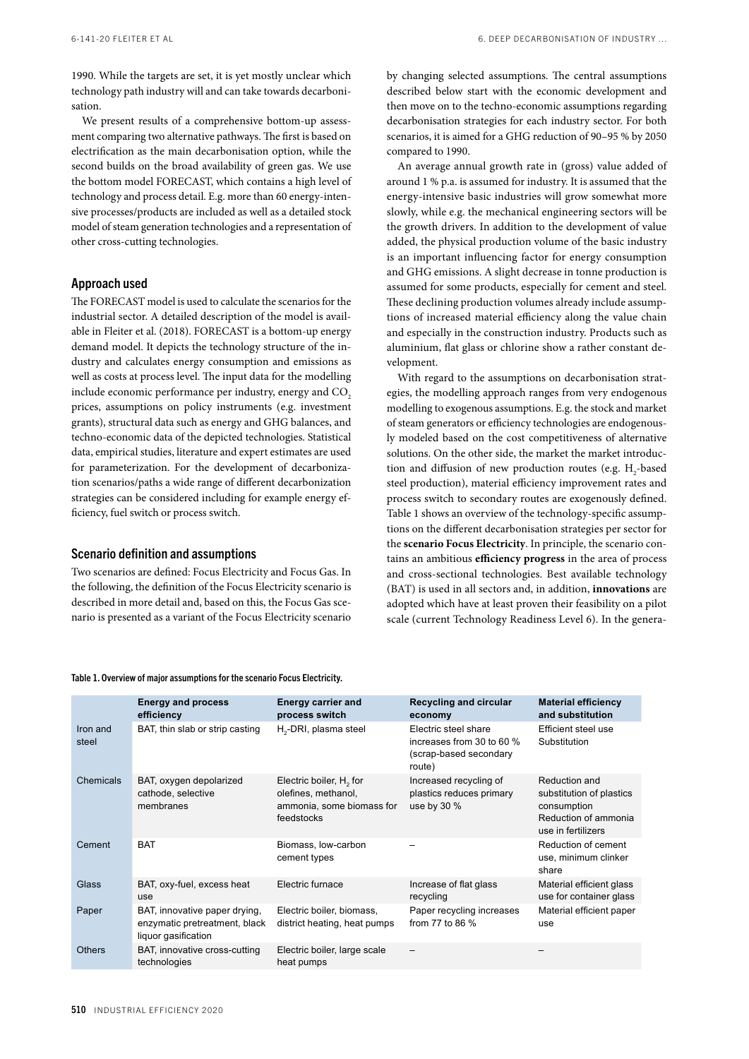1990. While the targets are set, it is yet mostly unclear which technology path industry will and can take towards decarbonisation.

We present results of a comprehensive bottom-up assessment comparing two alternative pathways. The first is based on electrification as the main decarbonisation option, while the second builds on the broad availability of green gas. We use the bottom model FORECAST, which contains a high level of technology and process detail. E.g. more than 60 energy-intensive processes/products are included as well as a detailed stock model of steam generation technologies and a representation of other cross-cutting technologies.

## Approach used

The FORECAST model is used to calculate the scenarios for the industrial sector. A detailed description of the model is available in Fleiter et al. (2018). FORECAST is a bottom-up energy demand model. It depicts the technology structure of the industry and calculates energy consumption and emissions as well as costs at process level. The input data for the modelling include economic performance per industry, energy and $CO_2$ prices, assumptions on policy instruments (e.g. investment grants), structural data such as energy and GHG balances, and techno-economic data of the depicted technologies. Statistical data, empirical studies, literature and expert estimates are used for parameterization. For the development of decarbonization scenarios/paths a wide range of different decarbonization strategies can be considered including for example energy efficiency, fuel switch or process switch.

## Scenario definition and assumptions

Two scenarios are defined: Focus Electricity and Focus Gas. In the following, the definition of the Focus Electricity scenario is described in more detail and, based on this, the Focus Gas scenario is presented as a variant of the Focus Electricity scenario by changing selected assumptions. The central assumptions described below start with the economic development and then move on to the techno-economic assumptions regarding decarbonisation strategies for each industry sector. For both scenarios, it is aimed for a GHG reduction of 90–95 % by 2050 compared to 1990.

An average annual growth rate in (gross) value added of around 1 % p.a. is assumed for industry. It is assumed that the energy-intensive basic industries will grow somewhat more slowly, while e.g. the mechanical engineering sectors will be the growth drivers. In addition to the development of value added, the physical production volume of the basic industry is an important influencing factor for energy consumption and GHG emissions. A slight decrease in tonne production is assumed for some products, especially for cement and steel. These declining production volumes already include assumptions of increased material efficiency along the value chain and especially in the construction industry. Products such as aluminium, flat glass or chlorine show a rather constant development.

With regard to the assumptions on decarbonisation strategies, the modelling approach ranges from very endogenous modelling to exogenous assumptions. E.g. the stock and market of steam generators or efficiency technologies are endogenously modeled based on the cost competitiveness of alternative solutions. On the other side, the market the market introduction and diffusion of new production routes (e.g. $H_2$-based steel production), material efficiency improvement rates and process switch to secondary routes are exogenously defined. Table 1 shows an overview of the technology-specific assumptions on the different decarbonisation strategies per sector for the **scenario Focus Electricity**. In principle, the scenario contains an ambitious **efficiency progress** in the area of process and cross-sectional technologies. Best available technology (BAT) is used in all sectors and, in addition, **innovations** are adopted which have at least proven their feasibility on a pilot scale (current Technology Readiness Level 6). In the genera-

**Table 1. Overview of major assumptions for the scenario Focus Electricity.**

| | Energy and process efficiency | Energy carrier and process switch | Recycling and circular economy | Material efficiency and substitution |
|---|---|---|---|---|
| Iron and steel | BAT, thin slab or strip casting | $H_2$-DRI, plasma steel | Electric steel share increases from 30 to 60 % (scrap-based secondary route) | Efficient steel use Substitution |
| Chemicals | BAT, oxygen depolarized cathode, selective membranes | Electric boiler, $H_2$ for olefines, methanol, ammonia, some biomass for feedstocks | Increased recycling of plastics reduces primary use by 30 % | Reduction and substitution of plastics consumption Reduction of ammonia use in fertilizers |
| Cement | BAT | Biomass, low-carbon cement types | – | Reduction of cement use, minimum clinker share |
| Glass | BAT, oxy-fuel, excess heat use | Electric furnace | Increase of flat glass recycling | Material efficient glass use for container glass |
| Paper | BAT, innovative paper drying, enzymatic pretreatment, black liquor gasification | Electric boiler, biomass, district heating, heat pumps | Paper recycling increases from 77 to 86 % | Material efficient paper use |
| Others | BAT, innovative cross-cutting technologies | Electric boiler, large scale heat pumps | – | – |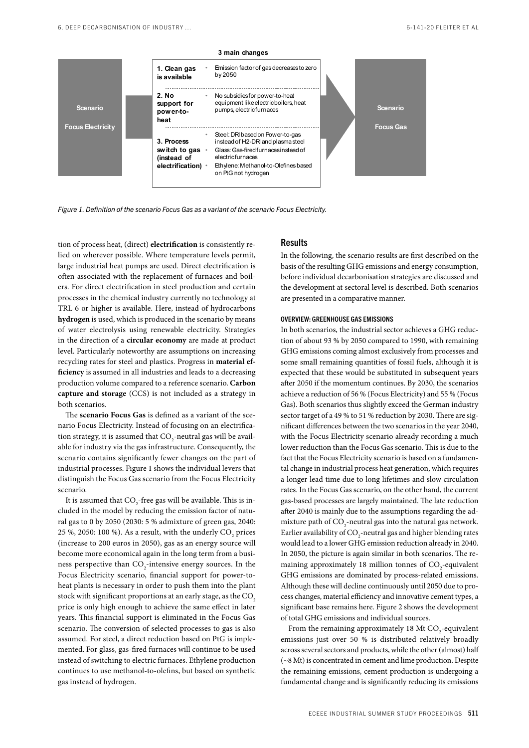| | 3 main changes | | |
|---|---|---|---|
| Scenario Focus Electricity | 1. Clean gas is available | • Emission factor of gas decreases to zero by 2050 | Scenario Focus Gas |
| | 2. No support for power-to-heat | • No subsidies for power-to-heat equipment like electric boilers, heat pumps, electric furnaces | |
| | 3. Process switch to gas (instead of electrification) | • Steel: DRI based on Power-to-gas instead of H2-DRI and plasma steel<br>• Glass: Gas-fired furnaces instead of electric furnaces<br>• Ethylene: Methanol-to-Olefines based on PtG not hydrogen | |

*Figure 1. Definition of the scenario Focus Gas as a variant of the scenario Focus Electricity.*

tion of process heat, (direct) **electrification** is consistently relied on wherever possible. Where temperature levels permit, large industrial heat pumps are used. Direct electrification is often associated with the replacement of furnaces and boilers. For direct electrification in steel production and certain processes in the chemical industry currently no technology at TRL 6 or higher is available. Here, instead of hydrocarbons **hydrogen** is used, which is produced in the scenario by means of water electrolysis using renewable electricity. Strategies in the direction of a **circular economy** are made at product level. Particularly noteworthy are assumptions on increasing recycling rates for steel and plastics. Progress in **material efficiency** is assumed in all industries and leads to a decreasing production volume compared to a reference scenario. **Carbon capture and storage** (CCS) is not included as a strategy in both scenarios.

The **scenario Focus Gas** is defined as a variant of the scenario Focus Electricity. Instead of focusing on an electrification strategy, it is assumed that $CO_2$-neutral gas will be available for industry via the gas infrastructure. Consequently, the scenario contains significantly fewer changes on the part of industrial processes. Figure 1 shows the individual levers that distinguish the Focus Gas scenario from the Focus Electricity scenario.

It is assumed that $CO_2$-free gas will be available. This is included in the model by reducing the emission factor of natural gas to 0 by 2050 (2030: 5 % admixture of green gas, 2040: 25 %, 2050: 100 %). As a result, with the underly $CO_2$ prices (increase to 200 euros in 2050), gas as an energy source will become more economical again in the long term from a business perspective than $CO_2$-intensive energy sources. In the Focus Electricity scenario, financial support for power-to-heat plants is necessary in order to push them into the plant stock with significant proportions at an early stage, as the $CO_2$ price is only high enough to achieve the same effect in later years. This financial support is eliminated in the Focus Gas scenario. The conversion of selected processes to gas is also assumed. For steel, a direct reduction based on PtG is implemented. For glass, gas-fired furnaces will continue to be used instead of switching to electric furnaces. Ethylene production continues to use methanol-to-olefins, but based on synthetic gas instead of hydrogen.

## Results

In the following, the scenario results are first described on the basis of the resulting GHG emissions and energy consumption, before individual decarbonisation strategies are discussed and the development at sectoral level is described. Both scenarios are presented in a comparative manner.

### OVERVIEW: GREENHOUSE GAS EMISSIONS

In both scenarios, the industrial sector achieves a GHG reduction of about 93 % by 2050 compared to 1990, with remaining GHG emissions coming almost exclusively from processes and some small remaining quantities of fossil fuels, although it is expected that these would be substituted in subsequent years after 2050 if the momentum continues. By 2030, the scenarios achieve a reduction of 56 % (Focus Electricity) and 55 % (Focus Gas). Both scenarios thus slightly exceed the German industry sector target of a 49 % to 51 % reduction by 2030. There are significant differences between the two scenarios in the year 2040, with the Focus Electricity scenario already recording a much lower reduction than the Focus Gas scenario. This is due to the fact that the Focus Electricity scenario is based on a fundamental change in industrial process heat generation, which requires a longer lead time due to long lifetimes and slow circulation rates. In the Focus Gas scenario, on the other hand, the current gas-based processes are largely maintained. The late reduction after 2040 is mainly due to the assumptions regarding the admixture path of $CO_2$-neutral gas into the natural gas network. Earlier availability of $CO_2$-neutral gas and higher blending rates would lead to a lower GHG emission reduction already in 2040. In 2050, the picture is again similar in both scenarios. The remaining approximately 18 million tonnes of $CO_2$-equivalent GHG emissions are dominated by process-related emissions. Although these will decline continuously until 2050 due to process changes, material efficiency and innovative cement types, a significant base remains here. Figure 2 shows the development of total GHG emissions and individual sources.

From the remaining approximately 18 Mt $CO_2$-equivalent emissions just over 50 % is distributed relatively broadly across several sectors and products, while the other (almost) half (~8 Mt) is concentrated in cement and lime production. Despite the remaining emissions, cement production is undergoing a fundamental change and is significantly reducing its emissions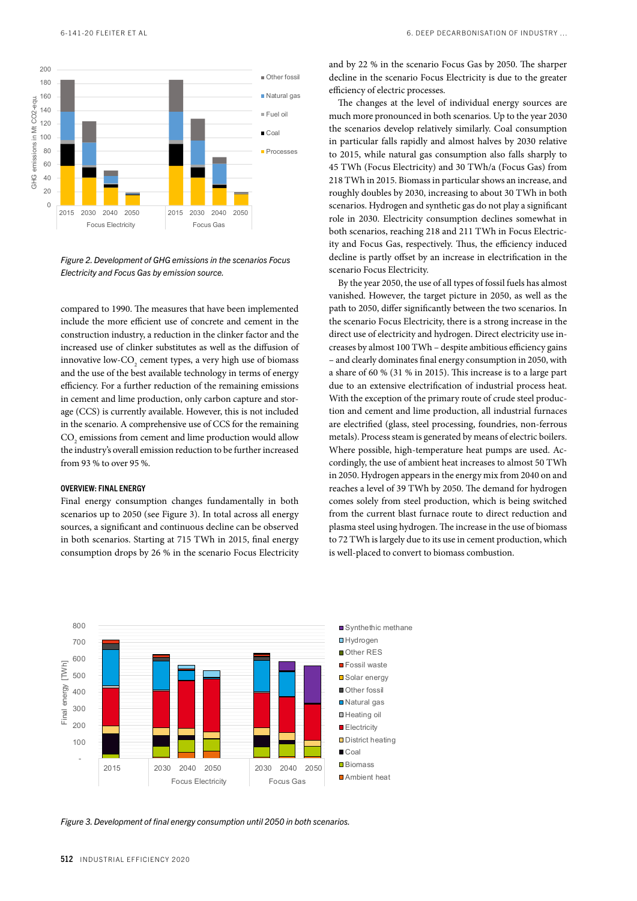*Figure 2. Development of GHG emissions in the scenarios Focus Electricity and Focus Gas by emission source.*

compared to 1990. The measures that have been implemented include the more efficient use of concrete and cement in the construction industry, a reduction in the clinker factor and the increased use of clinker substitutes as well as the diffusion of innovative low-$CO_2$ cement types, a very high use of biomass and the use of the best available technology in terms of energy efficiency. For a further reduction of the remaining emissions in cement and lime production, only carbon capture and storage (CCS) is currently available. However, this is not included in the scenario. A comprehensive use of CCS for the remaining $CO_2$ emissions from cement and lime production would allow the industry's overall emission reduction to be further increased from 93 % to over 95 %.

#### OVERVIEW: FINAL ENERGY

Final energy consumption changes fundamentally in both scenarios up to 2050 (see Figure 3). In total across all energy sources, a significant and continuous decline can be observed in both scenarios. Starting at 715 TWh in 2015, final energy consumption drops by 26 % in the scenario Focus Electricity and by 22 % in the scenario Focus Gas by 2050. The sharper decline in the scenario Focus Electricity is due to the greater efficiency of electric processes.

The changes at the level of individual energy sources are much more pronounced in both scenarios. Up to the year 2030 the scenarios develop relatively similarly. Coal consumption in particular falls rapidly and almost halves by 2030 relative to 2015, while natural gas consumption also falls sharply to 45 TWh (Focus Electricity) and 30 TWh/a (Focus Gas) from 218 TWh in 2015. Biomass in particular shows an increase, and roughly doubles by 2030, increasing to about 30 TWh in both scenarios. Hydrogen and synthetic gas do not play a significant role in 2030. Electricity consumption declines somewhat in both scenarios, reaching 218 and 211 TWh in Focus Electricity and Focus Gas, respectively. Thus, the efficiency induced decline is partly offset by an increase in electrification in the scenario Focus Electricity.

By the year 2050, the use of all types of fossil fuels has almost vanished. However, the target picture in 2050, as well as the path to 2050, differ significantly between the two scenarios. In the scenario Focus Electricity, there is a strong increase in the direct use of electricity and hydrogen. Direct electricity use increases by almost 100 TWh – despite ambitious efficiency gains – and clearly dominates final energy consumption in 2050, with a share of 60 % (31 % in 2015). This increase is to a large part due to an extensive electrification of industrial process heat. With the exception of the primary route of crude steel production and cement and lime production, all industrial furnaces are electrified (glass, steel processing, foundries, non-ferrous metals). Process steam is generated by means of electric boilers. Where possible, high-temperature heat pumps are used. Accordingly, the use of ambient heat increases to almost 50 TWh in 2050. Hydrogen appears in the energy mix from 2040 on and reaches a level of 39 TWh by 2050. The demand for hydrogen comes solely from steel production, which is being switched from the current blast furnace route to direct reduction and plasma steel using hydrogen. The increase in the use of biomass to 72 TWh is largely due to its use in cement production, which is well-placed to convert to biomass combustion.

*Figure 3. Development of final energy consumption until 2050 in both scenarios.*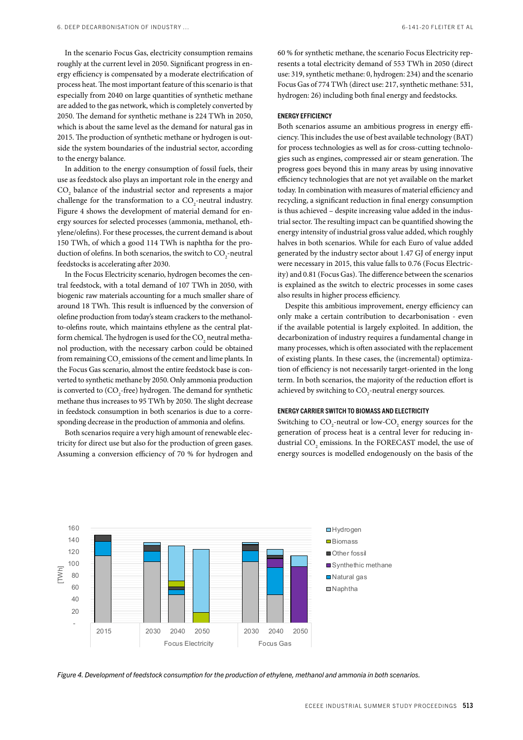In the scenario Focus Gas, electricity consumption remains roughly at the current level in 2050. Significant progress in energy efficiency is compensated by a moderate electrification of process heat. The most important feature of this scenario is that especially from 2040 on large quantities of synthetic methane are added to the gas network, which is completely converted by 2050. The demand for synthetic methane is 224 TWh in 2050, which is about the same level as the demand for natural gas in 2015. The production of synthetic methane or hydrogen is outside the system boundaries of the industrial sector, according to the energy balance.

In addition to the energy consumption of fossil fuels, their use as feedstock also plays an important role in the energy and $CO_2$ balance of the industrial sector and represents a major challenge for the transformation to a $CO_2$-neutral industry. Figure 4 shows the development of material demand for energy sources for selected processes (ammonia, methanol, ethylene/olefins). For these processes, the current demand is about 150 TWh, of which a good 114 TWh is naphtha for the production of olefins. In both scenarios, the switch to $CO_2$-neutral feedstocks is accelerating after 2030.

In the Focus Electricity scenario, hydrogen becomes the central feedstock, with a total demand of 107 TWh in 2050, with biogenic raw materials accounting for a much smaller share of around 18 TWh. This result is influenced by the conversion of olefine production from today's steam crackers to the methanol-to-olefins route, which maintains ethylene as the central platform chemical. The hydrogen is used for the $CO_2$ neutral methanol production, with the necessary carbon could be obtained from remaining $CO_2$ emissions of the cement and lime plants. In the Focus Gas scenario, almost the entire feedstock base is converted to synthetic methane by 2050. Only ammonia production is converted to ($CO_2$-free) hydrogen. The demand for synthetic methane thus increases to 95 TWh by 2050. The slight decrease in feedstock consumption in both scenarios is due to a corresponding decrease in the production of ammonia and olefins.

Both scenarios require a very high amount of renewable electricity for direct use but also for the production of green gases. Assuming a conversion efficiency of 70 % for hydrogen and 60 % for synthetic methane, the scenario Focus Electricity represents a total electricity demand of 553 TWh in 2050 (direct use: 319, synthetic methane: 0, hydrogen: 234) and the scenario Focus Gas of 774 TWh (direct use: 217, synthetic methane: 531, hydrogen: 26) including both final energy and feedstocks.

### ENERGY EFFICIENCY

Both scenarios assume an ambitious progress in energy efficiency. This includes the use of best available technology (BAT) for process technologies as well as for cross-cutting technologies such as engines, compressed air or steam generation. The progress goes beyond this in many areas by using innovative efficiency technologies that are not yet available on the market today. In combination with measures of material efficiency and recycling, a significant reduction in final energy consumption is thus achieved – despite increasing value added in the industrial sector. The resulting impact can be quantified showing the energy intensity of industrial gross value added, which roughly halves in both scenarios. While for each Euro of value added generated by the industry sector about 1.47 GJ of energy input were necessary in 2015, this value falls to 0.76 (Focus Electricity) and 0.81 (Focus Gas). The difference between the scenarios is explained as the switch to electric processes in some cases also results in higher process efficiency.

Despite this ambitious improvement, energy efficiency can only make a certain contribution to decarbonisation - even if the available potential is largely exploited. In addition, the decarbonization of industry requires a fundamental change in many processes, which is often associated with the replacement of existing plants. In these cases, the (incremental) optimization of efficiency is not necessarily target-oriented in the long term. In both scenarios, the majority of the reduction effort is achieved by switching to $CO_2$-neutral energy sources.

### ENERGY CARRIER SWITCH TO BIOMASS AND ELECTRICITY

Switching to $CO_2$-neutral or low-$CO_2$ energy sources for the generation of process heat is a central lever for reducing industrial $CO_2$ emissions. In the FORECAST model, the use of energy sources is modelled endogenously on the basis of the

*Figure 4. Development of feedstock consumption for the production of ethylene, methanol and ammonia in both scenarios.*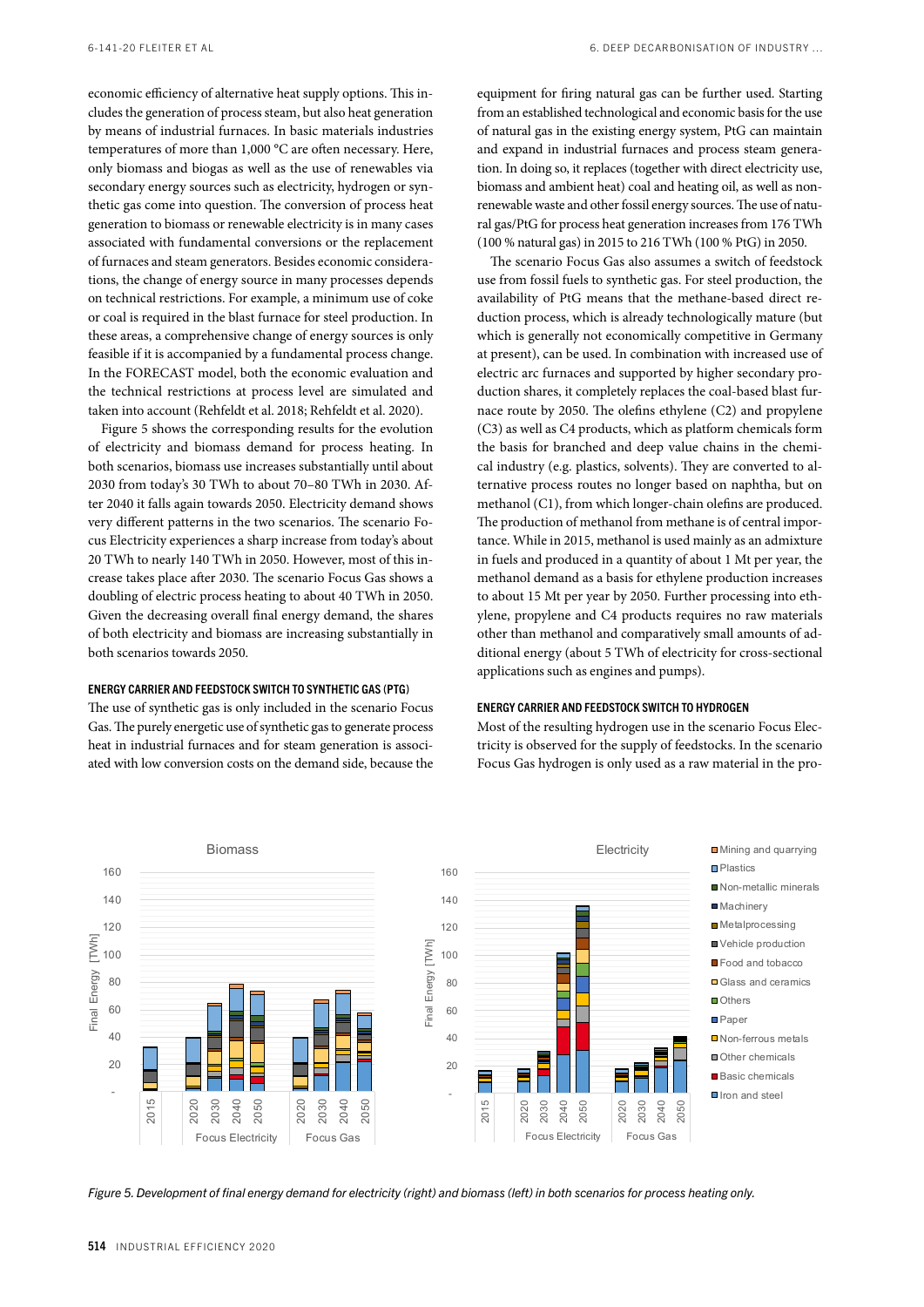economic efficiency of alternative heat supply options. This includes the generation of process steam, but also heat generation by means of industrial furnaces. In basic materials industries temperatures of more than 1,000 °C are often necessary. Here, only biomass and biogas as well as the use of renewables via secondary energy sources such as electricity, hydrogen or synthetic gas come into question. The conversion of process heat generation to biomass or renewable electricity is in many cases associated with fundamental conversions or the replacement of furnaces and steam generators. Besides economic considerations, the change of energy source in many processes depends on technical restrictions. For example, a minimum use of coke or coal is required in the blast furnace for steel production. In these areas, a comprehensive change of energy sources is only feasible if it is accompanied by a fundamental process change. In the FORECAST model, both the economic evaluation and the technical restrictions at process level are simulated and taken into account (Rehfeldt et al. 2018; Rehfeldt et al. 2020).

Figure 5 shows the corresponding results for the evolution of electricity and biomass demand for process heating. In both scenarios, biomass use increases substantially until about 2030 from today's 30 TWh to about 70–80 TWh in 2030. After 2040 it falls again towards 2050. Electricity demand shows very different patterns in the two scenarios. The scenario Focus Electricity experiences a sharp increase from today's about 20 TWh to nearly 140 TWh in 2050. However, most of this increase takes place after 2030. The scenario Focus Gas shows a doubling of electric process heating to about 40 TWh in 2050. Given the decreasing overall final energy demand, the shares of both electricity and biomass are increasing substantially in both scenarios towards 2050.

### ENERGY CARRIER AND FEEDSTOCK SWITCH TO SYNTHETIC GAS (PTG)

The use of synthetic gas is only included in the scenario Focus Gas. The purely energetic use of synthetic gas to generate process heat in industrial furnaces and for steam generation is associated with low conversion costs on the demand side, because the equipment for firing natural gas can be further used. Starting from an established technological and economic basis for the use of natural gas in the existing energy system, PtG can maintain and expand in industrial furnaces and process steam generation. In doing so, it replaces (together with direct electricity use, biomass and ambient heat) coal and heating oil, as well as non-renewable waste and other fossil energy sources. The use of natural gas/PtG for process heat generation increases from 176 TWh (100 % natural gas) in 2015 to 216 TWh (100 % PtG) in 2050.

The scenario Focus Gas also assumes a switch of feedstock use from fossil fuels to synthetic gas. For steel production, the availability of PtG means that the methane-based direct reduction process, which is already technologically mature (but which is generally not economically competitive in Germany at present), can be used. In combination with increased use of electric arc furnaces and supported by higher secondary production shares, it completely replaces the coal-based blast furnace route by 2050. The olefins ethylene (C2) and propylene (C3) as well as C4 products, which as platform chemicals form the basis for branched and deep value chains in the chemical industry (e.g. plastics, solvents). They are converted to alternative process routes no longer based on naphtha, but on methanol (C1), from which longer-chain olefins are produced. The production of methanol from methane is of central importance. While in 2015, methanol is used mainly as an admixture in fuels and produced in a quantity of about 1 Mt per year, the methanol demand as a basis for ethylene production increases to about 15 Mt per year by 2050. Further processing into ethylene, propylene and C4 products requires no raw materials other than methanol and comparatively small amounts of additional energy (about 5 TWh of electricity for cross-sectional applications such as engines and pumps).

### ENERGY CARRIER AND FEEDSTOCK SWITCH TO HYDROGEN

Most of the resulting hydrogen use in the scenario Focus Electricity is observed for the supply of feedstocks. In the scenario Focus Gas hydrogen is only used as a raw material in the pro-

*Figure 5. Development of final energy demand for electricity (right) and biomass (left) in both scenarios for process heating only.*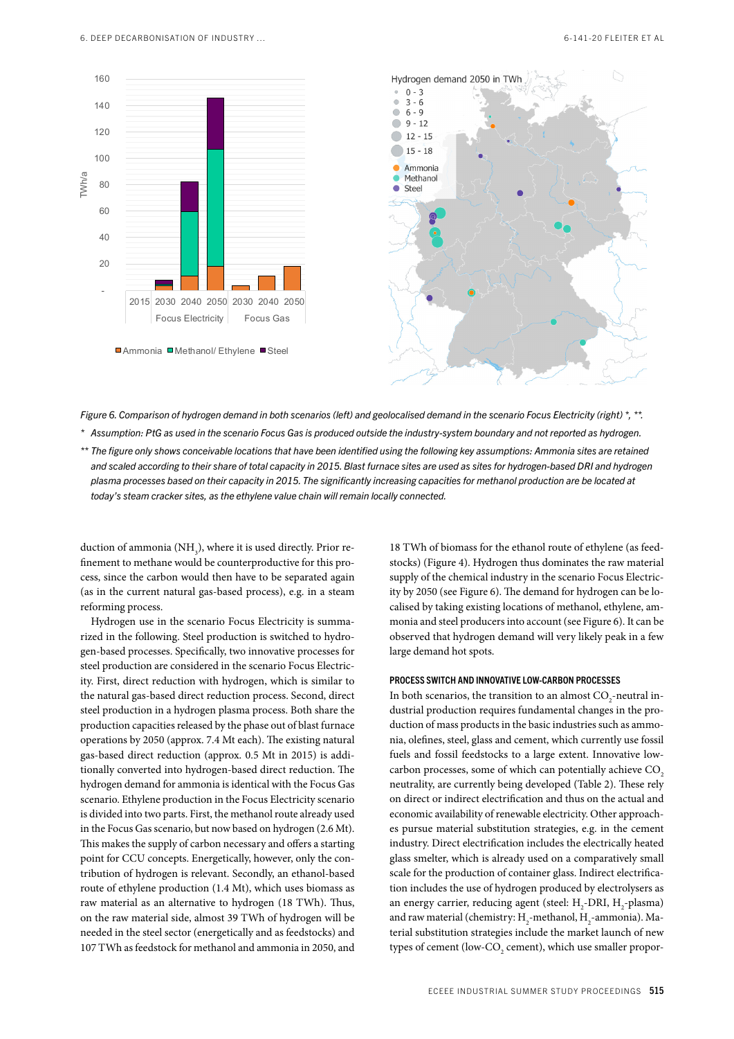*Figure 6. Comparison of hydrogen demand in both scenarios (left) and geolocalised demand in the scenario Focus Electricity (right) *, \*\*.*

\* *Assumption: PtG as used in the scenario Focus Gas is produced outside the industry-system boundary and not reported as hydrogen.*

\*\* *The figure only shows conceivable locations that have been identified using the following key assumptions: Ammonia sites are retained and scaled according to their share of total capacity in 2015. Blast furnace sites are used as sites for hydrogen-based DRI and hydrogen plasma processes based on their capacity in 2015. The significantly increasing capacities for methanol production are be located at today's steam cracker sites, as the ethylene value chain will remain locally connected.*

duction of ammonia ($NH_3$), where it is used directly. Prior refinement to methane would be counterproductive for this process, since the carbon would then have to be separated again (as in the current natural gas-based process), e.g. in a steam reforming process.

Hydrogen use in the scenario Focus Electricity is summarized in the following. Steel production is switched to hydrogen-based processes. Specifically, two innovative processes for steel production are considered in the scenario Focus Electricity. First, direct reduction with hydrogen, which is similar to the natural gas-based direct reduction process. Second, direct steel production in a hydrogen plasma process. Both share the production capacities released by the phase out of blast furnace operations by 2050 (approx. 7.4 Mt each). The existing natural gas-based direct reduction (approx. 0.5 Mt in 2015) is additionally converted into hydrogen-based direct reduction. The hydrogen demand for ammonia is identical with the Focus Gas scenario. Ethylene production in the Focus Electricity scenario is divided into two parts. First, the methanol route already used in the Focus Gas scenario, but now based on hydrogen (2.6 Mt). This makes the supply of carbon necessary and offers a starting point for CCU concepts. Energetically, however, only the contribution of hydrogen is relevant. Secondly, an ethanol-based route of ethylene production (1.4 Mt), which uses biomass as raw material as an alternative to hydrogen (18 TWh). Thus, on the raw material side, almost 39 TWh of hydrogen will be needed in the steel sector (energetically and as feedstocks) and 107 TWh as feedstock for methanol and ammonia in 2050, and 18 TWh of biomass for the ethanol route of ethylene (as feedstocks) (Figure 4). Hydrogen thus dominates the raw material supply of the chemical industry in the scenario Focus Electricity by 2050 (see Figure 6). The demand for hydrogen can be localised by taking existing locations of methanol, ethylene, ammonia and steel producers into account (see Figure 6). It can be observed that hydrogen demand will very likely peak in a few large demand hot spots.

#### PROCESS SWITCH AND INNOVATIVE LOW-CARBON PROCESSES

In both scenarios, the transition to an almost $CO_2$-neutral industrial production requires fundamental changes in the production of mass products in the basic industries such as ammonia, olefines, steel, glass and cement, which currently use fossil fuels and fossil feedstocks to a large extent. Innovative low-carbon processes, some of which can potentially achieve $CO_2$ neutrality, are currently being developed (Table 2). These rely on direct or indirect electrification and thus on the actual and economic availability of renewable electricity. Other approaches pursue material substitution strategies, e.g. in the cement industry. Direct electrification includes the electrically heated glass smelter, which is already used on a comparatively small scale for the production of container glass. Indirect electrification includes the use of hydrogen produced by electrolysers as an energy carrier, reducing agent (steel: $H_2$-DRI, $H_2$-plasma) and raw material (chemistry: $H_2$-methanol, $H_2$-ammonia). Material substitution strategies include the market launch of new types of cement (low-$CO_2$ cement), which use smaller propor-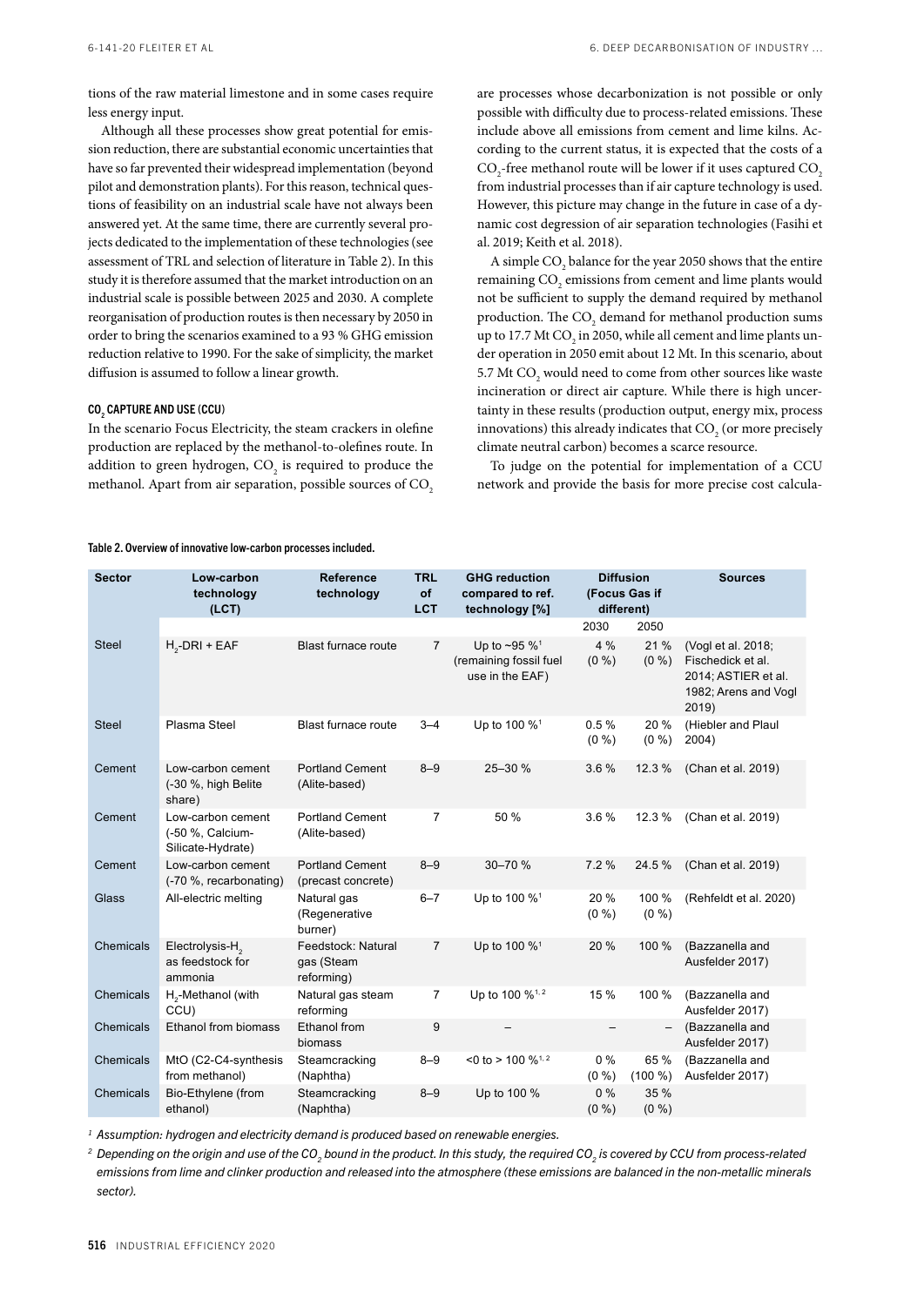tions of the raw material limestone and in some cases require less energy input.

Although all these processes show great potential for emission reduction, there are substantial economic uncertainties that have so far prevented their widespread implementation (beyond pilot and demonstration plants). For this reason, technical questions of feasibility on an industrial scale have not always been answered yet. At the same time, there are currently several projects dedicated to the implementation of these technologies (see assessment of TRL and selection of literature in Table 2). In this study it is therefore assumed that the market introduction on an industrial scale is possible between 2025 and 2030. A complete reorganisation of production routes is then necessary by 2050 in order to bring the scenarios examined to a 93 % GHG emission reduction relative to 1990. For the sake of simplicity, the market diffusion is assumed to follow a linear growth.

### $CO_2$ CAPTURE AND USE (CCU)

In the scenario Focus Electricity, the steam crackers in olefine production are replaced by the methanol-to-olefines route. In addition to green hydrogen, $CO_2$ is required to produce the methanol. Apart from air separation, possible sources of $CO_2$ are processes whose decarbonization is not possible or only possible with difficulty due to process-related emissions. These include above all emissions from cement and lime kilns. According to the current status, it is expected that the costs of a $CO_2$-free methanol route will be lower if it uses captured $CO_2$ from industrial processes than if air capture technology is used. However, this picture may change in the future in case of a dynamic cost degression of air separation technologies (Fasihi et al. 2019; Keith et al. 2018).

A simple $CO_2$ balance for the year 2050 shows that the entire remaining $CO_2$ emissions from cement and lime plants would not be sufficient to supply the demand required by methanol production. The $CO_2$ demand for methanol production sums up to 17.7 Mt $CO_2$ in 2050, while all cement and lime plants under operation in 2050 emit about 12 Mt. In this scenario, about 5.7 Mt $CO_2$ would need to come from other sources like waste incineration or direct air capture. While there is high uncertainty in these results (production output, energy mix, process innovations) this already indicates that $CO_2$ (or more precisely climate neutral carbon) becomes a scarce resource.

To judge on the potential for implementation of a CCU network and provide the basis for more precise cost calcula-

**Table 2. Overview of innovative low-carbon processes included.**

| Sector | Low-carbon technology (LCT) | Reference technology | TRL of LCT | GHG reduction compared to ref. technology [%] | Diffusion (Focus Gas if different) | | Sources |
|---|---|---|---|---|---|---|---|
| | | | | | 2030 | 2050 | |
| Steel | $H_2$-DRI + EAF | Blast furnace route | 7 | Up to ~95 %[1] (remaining fossil fuel use in the EAF) | 4 % (0 %) | 21 % (0 %) | (Vogl et al. 2018; Fischedick et al. 2014; ASTIER et al. 1982; Arens and Vogl 2019) |
| Steel | Plasma Steel | Blast furnace route | 3–4 | Up to 100 %[1] | 0.5 % (0 %) | 20 % (0 %) | (Hiebler and Plaul 2004) |
| Cement | Low-carbon cement (-30 %, high Belite share) | Portland Cement (Alite-based) | 8–9 | 25–30 % | 3.6 % | 12.3 % | (Chan et al. 2019) |
| Cement | Low-carbon cement (-50 %, Calcium-Silicate-Hydrate) | Portland Cement (Alite-based) | 7 | 50 % | 3.6 % | 12.3 % | (Chan et al. 2019) |
| Cement | Low-carbon cement (-70 %, recarbonating) | Portland Cement (precast concrete) | 8–9 | 30–70 % | 7.2 % | 24.5 % | (Chan et al. 2019) |
| Glass | All-electric melting | Natural gas (Regenerative burner) | 6–7 | Up to 100 %[1] | 20 % (0 %) | 100 % (0 %) | (Rehfeldt et al. 2020) |
| Chemicals | Electrolysis-$H_2$ as feedstock for ammonia | Feedstock: Natural gas (Steam reforming) | 7 | Up to 100 %[1] | 20 % | 100 % | (Bazzanella and Ausfelder 2017) |
| Chemicals | $H_2$-Methanol (with CCU) | Natural gas steam reforming | 7 | Up to 100 %[1, 2] | 15 % | 100 % | (Bazzanella and Ausfelder 2017) |
| Chemicals | Ethanol from biomass | Ethanol from biomass | 9 | – | – | – | (Bazzanella and Ausfelder 2017) |
| Chemicals | MtO (C2-C4-synthesis from methanol) | Steamcracking (Naphtha) | 8–9 | <0 to > 100 %[1, 2] | 0 % (0 %) | 65 % (100 %) | (Bazzanella and Ausfelder 2017) |
| Chemicals | Bio-Ethylene (from ethanol) | Steamcracking (Naphtha) | 8–9 | Up to 100 % | 0 % (0 %) | 35 % (0 %) | |

[1] *Assumption: hydrogen and electricity demand is produced based on renewable energies.*

[2] *Depending on the origin and use of the $CO_2$ bound in the product. In this study, the required $CO_2$ is covered by CCU from process-related emissions from lime and clinker production and released into the atmosphere (these emissions are balanced in the non-metallic minerals sector).*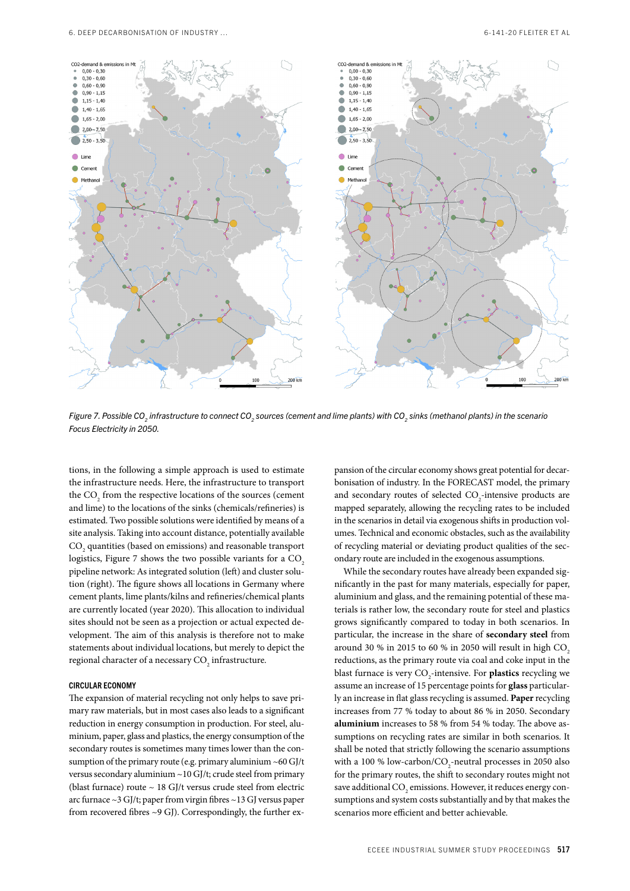*Figure 7. Possible $CO_2$ infrastructure to connect $CO_2$ sources (cement and lime plants) with $CO_2$ sinks (methanol plants) in the scenario Focus Electricity in 2050.*

tions, in the following a simple approach is used to estimate the infrastructure needs. Here, the infrastructure to transport the $CO_2$ from the respective locations of the sources (cement and lime) to the locations of the sinks (chemicals/refineries) is estimated. Two possible solutions were identified by means of a site analysis. Taking into account distance, potentially available $CO_2$ quantities (based on emissions) and reasonable transport logistics, Figure 7 shows the two possible variants for a $CO_2$ pipeline network: As integrated solution (left) and cluster solution (right). The figure shows all locations in Germany where cement plants, lime plants/kilns and refineries/chemical plants are currently located (year 2020). This allocation to individual sites should not be seen as a projection or actual expected development. The aim of this analysis is therefore not to make statements about individual locations, but merely to depict the regional character of a necessary $CO_2$ infrastructure.

### CIRCULAR ECONOMY

The expansion of material recycling not only helps to save primary raw materials, but in most cases also leads to a significant reduction in energy consumption in production. For steel, aluminium, paper, glass and plastics, the energy consumption of the secondary routes is sometimes many times lower than the consumption of the primary route (e.g. primary aluminium ~60 GJ/t versus secondary aluminium ~10 GJ/t; crude steel from primary (blast furnace) route ~ 18 GJ/t versus crude steel from electric arc furnace ~3 GJ/t; paper from virgin fibres ~13 GJ versus paper from recovered fibres ~9 GJ). Correspondingly, the further expansion of the circular economy shows great potential for decarbonisation of industry. In the FORECAST model, the primary and secondary routes of selected $CO_2$-intensive products are mapped separately, allowing the recycling rates to be included in the scenarios in detail via exogenous shifts in production volumes. Technical and economic obstacles, such as the availability of recycling material or deviating product qualities of the secondary route are included in the exogenous assumptions.

While the secondary routes have already been expanded significantly in the past for many materials, especially for paper, aluminium and glass, and the remaining potential of these materials is rather low, the secondary route for steel and plastics grows significantly compared to today in both scenarios. In particular, the increase in the share of **secondary steel** from around 30 % in 2015 to 60 % in 2050 will result in high $CO_2$ reductions, as the primary route via coal and coke input in the blast furnace is very $CO_2$-intensive. For **plastics** recycling we assume an increase of 15 percentage points for **glass** particularly an increase in flat glass recycling is assumed. **Paper** recycling increases from 77 % today to about 86 % in 2050. Secondary **aluminium** increases to 58 % from 54 % today. The above assumptions on recycling rates are similar in both scenarios. It shall be noted that strictly following the scenario assumptions with a 100 % low-carbon/$CO_2$-neutral processes in 2050 also for the primary routes, the shift to secondary routes might not save additional $CO_2$ emissions. However, it reduces energy consumptions and system costs substantially and by that makes the scenarios more efficient and better achievable.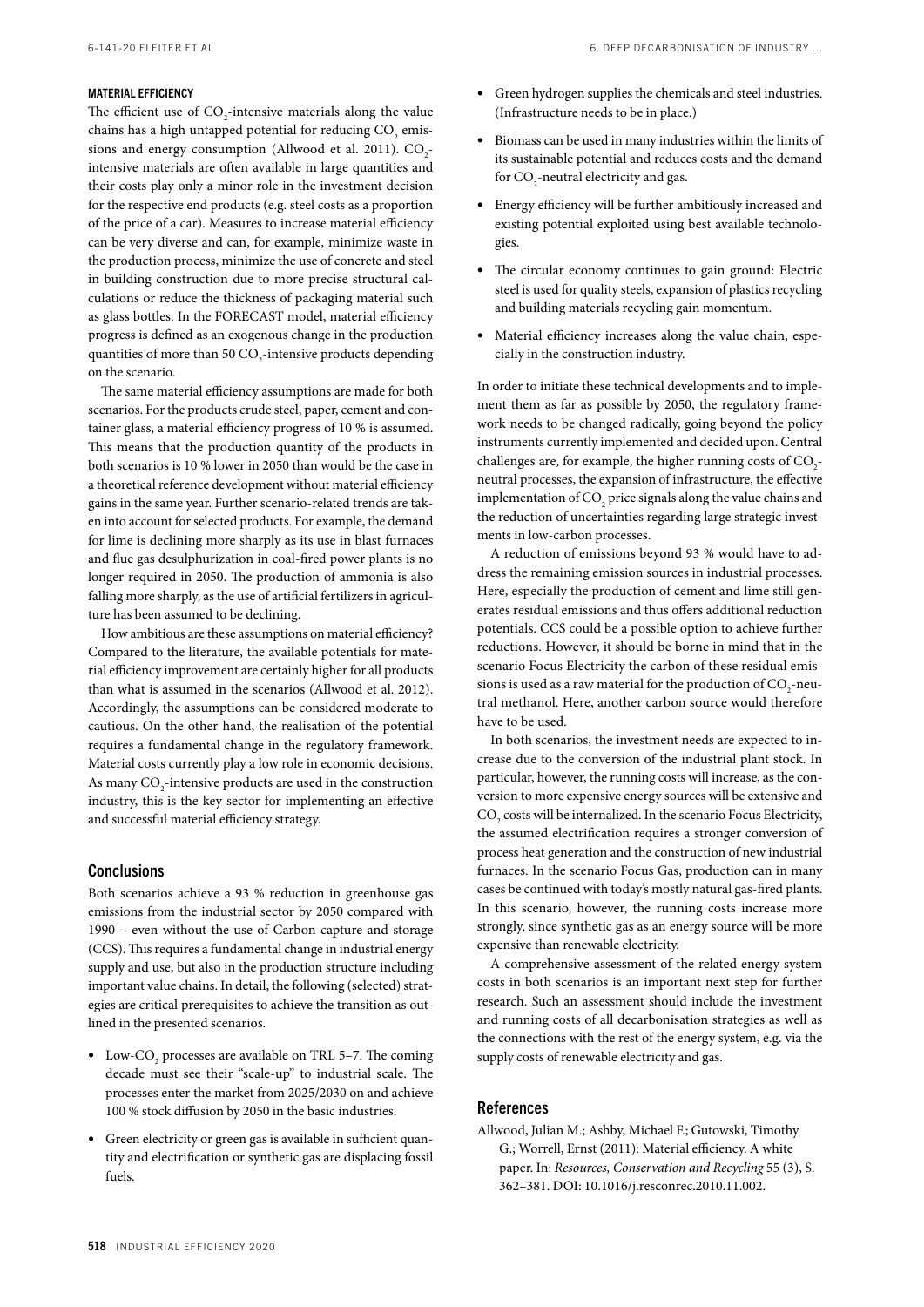#### MATERIAL EFFICIENCY

The efficient use of $CO_2$-intensive materials along the value chains has a high untapped potential for reducing $CO_2$ emissions and energy consumption (Allwood et al. 2011). $CO_2$-intensive materials are often available in large quantities and their costs play only a minor role in the investment decision for the respective end products (e.g. steel costs as a proportion of the price of a car). Measures to increase material efficiency can be very diverse and can, for example, minimize waste in the production process, minimize the use of concrete and steel in building construction due to more precise structural calculations or reduce the thickness of packaging material such as glass bottles. In the FORECAST model, material efficiency progress is defined as an exogenous change in the production quantities of more than 50 $CO_2$-intensive products depending on the scenario.

The same material efficiency assumptions are made for both scenarios. For the products crude steel, paper, cement and container glass, a material efficiency progress of 10 % is assumed. This means that the production quantity of the products in both scenarios is 10 % lower in 2050 than would be the case in a theoretical reference development without material efficiency gains in the same year. Further scenario-related trends are taken into account for selected products. For example, the demand for lime is declining more sharply as its use in blast furnaces and flue gas desulphurization in coal-fired power plants is no longer required in 2050. The production of ammonia is also falling more sharply, as the use of artificial fertilizers in agriculture has been assumed to be declining.

How ambitious are these assumptions on material efficiency? Compared to the literature, the available potentials for material efficiency improvement are certainly higher for all products than what is assumed in the scenarios (Allwood et al. 2012). Accordingly, the assumptions can be considered moderate to cautious. On the other hand, the realisation of the potential requires a fundamental change in the regulatory framework. Material costs currently play a low role in economic decisions. As many $CO_2$-intensive products are used in the construction industry, this is the key sector for implementing an effective and successful material efficiency strategy.

## Conclusions

Both scenarios achieve a 93 % reduction in greenhouse gas emissions from the industrial sector by 2050 compared with 1990 – even without the use of Carbon capture and storage (CCS). This requires a fundamental change in industrial energy supply and use, but also in the production structure including important value chains. In detail, the following (selected) strategies are critical prerequisites to achieve the transition as outlined in the presented scenarios.

- Low-$CO_2$ processes are available on TRL 5–7. The coming decade must see their "scale-up" to industrial scale. The processes enter the market from 2025/2030 on and achieve 100 % stock diffusion by 2050 in the basic industries.
- Green electricity or green gas is available in sufficient quantity and electrification or synthetic gas are displacing fossil fuels.
- Green hydrogen supplies the chemicals and steel industries. (Infrastructure needs to be in place.)
- Biomass can be used in many industries within the limits of its sustainable potential and reduces costs and the demand for $CO_2$-neutral electricity and gas.
- Energy efficiency will be further ambitiously increased and existing potential exploited using best available technologies.
- The circular economy continues to gain ground: Electric steel is used for quality steels, expansion of plastics recycling and building materials recycling gain momentum.
- Material efficiency increases along the value chain, especially in the construction industry.

In order to initiate these technical developments and to implement them as far as possible by 2050, the regulatory framework needs to be changed radically, going beyond the policy instruments currently implemented and decided upon. Central challenges are, for example, the higher running costs of $CO_2$-neutral processes, the expansion of infrastructure, the effective implementation of $CO_2$ price signals along the value chains and the reduction of uncertainties regarding large strategic investments in low-carbon processes.

A reduction of emissions beyond 93 % would have to address the remaining emission sources in industrial processes. Here, especially the production of cement and lime still generates residual emissions and thus offers additional reduction potentials. CCS could be a possible option to achieve further reductions. However, it should be borne in mind that in the scenario Focus Electricity the carbon of these residual emissions is used as a raw material for the production of $CO_2$-neutral methanol. Here, another carbon source would therefore have to be used.

In both scenarios, the investment needs are expected to increase due to the conversion of the industrial plant stock. In particular, however, the running costs will increase, as the conversion to more expensive energy sources will be extensive and $CO_2$ costs will be internalized. In the scenario Focus Electricity, the assumed electrification requires a stronger conversion of process heat generation and the construction of new industrial furnaces. In the scenario Focus Gas, production can in many cases be continued with today's mostly natural gas-fired plants. In this scenario, however, the running costs increase more strongly, since synthetic gas as an energy source will be more expensive than renewable electricity.

A comprehensive assessment of the related energy system costs in both scenarios is an important next step for further research. Such an assessment should include the investment and running costs of all decarbonisation strategies as well as the connections with the rest of the energy system, e.g. via the supply costs of renewable electricity and gas.

## References

Allwood, Julian M.; Ashby, Michael F.; Gutowski, Timothy G.; Worrell, Ernst (2011): Material efficiency. A white paper. In: *Resources, Conservation and Recycling* 55 (3), S. 362–381. DOI: 10.1016/j.resconrec.2010.11.002.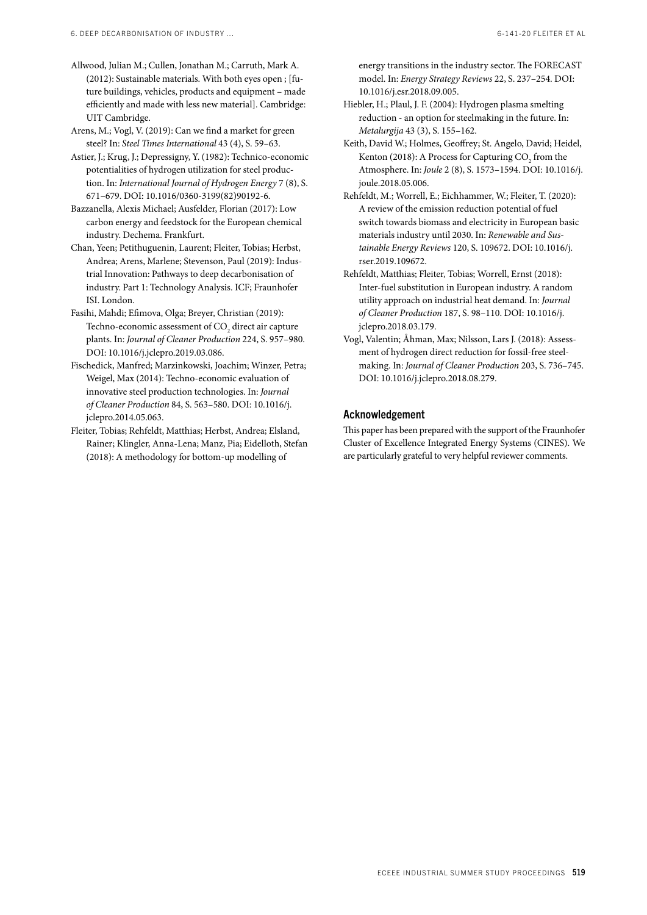Allwood, Julian M.; Cullen, Jonathan M.; Carruth, Mark A. (2012): Sustainable materials. With both eyes open ; [future buildings, vehicles, products and equipment – made efficiently and made with less new material]. Cambridge: UIT Cambridge.

Arens, M.; Vogl, V. (2019): Can we find a market for green steel? In: *Steel Times International* 43 (4), S. 59–63.

Astier, J.; Krug, J.; Depressigny, Y. (1982): Technico-economic potentialities of hydrogen utilization for steel production. In: *International Journal of Hydrogen Energy* 7 (8), S. 671–679. DOI: 10.1016/0360-3199(82)90192-6.

Bazzanella, Alexis Michael; Ausfelder, Florian (2017): Low carbon energy and feedstock for the European chemical industry. Dechema. Frankfurt.

Chan, Yeen; Petithuguenin, Laurent; Fleiter, Tobias; Herbst, Andrea; Arens, Marlene; Stevenson, Paul (2019): Industrial Innovation: Pathways to deep decarbonisation of industry. Part 1: Technology Analysis. ICF; Fraunhofer ISI. London.

Fasihi, Mahdi; Efimova, Olga; Breyer, Christian (2019): Techno-economic assessment of $CO_2$ direct air capture plants. In: *Journal of Cleaner Production* 224, S. 957–980. DOI: 10.1016/j.jclepro.2019.03.086.

Fischedick, Manfred; Marzinkowski, Joachim; Winzer, Petra; Weigel, Max (2014): Techno-economic evaluation of innovative steel production technologies. In: *Journal of Cleaner Production* 84, S. 563–580. DOI: 10.1016/j.jclepro.2014.05.063.

Fleiter, Tobias; Rehfeldt, Matthias; Herbst, Andrea; Elsland, Rainer; Klingler, Anna-Lena; Manz, Pia; Eidelloth, Stefan (2018): A methodology for bottom-up modelling of energy transitions in the industry sector. The FORECAST model. In: *Energy Strategy Reviews* 22, S. 237–254. DOI: 10.1016/j.esr.2018.09.005.

Hiebler, H.; Plaul, J. F. (2004): Hydrogen plasma smelting reduction - an option for steelmaking in the future. In: *Metalurgija* 43 (3), S. 155–162.

Keith, David W.; Holmes, Geoffrey; St. Angelo, David; Heidel, Kenton (2018): A Process for Capturing $CO_2$ from the Atmosphere. In: *Joule* 2 (8), S. 1573–1594. DOI: 10.1016/j.joule.2018.05.006.

Rehfeldt, M.; Worrell, E.; Eichhammer, W.; Fleiter, T. (2020): A review of the emission reduction potential of fuel switch towards biomass and electricity in European basic materials industry until 2030. In: *Renewable and Sustainable Energy Reviews* 120, S. 109672. DOI: 10.1016/j.rser.2019.109672.

Rehfeldt, Matthias; Fleiter, Tobias; Worrell, Ernst (2018): Inter-fuel substitution in European industry. A random utility approach on industrial heat demand. In: *Journal of Cleaner Production* 187, S. 98–110. DOI: 10.1016/j.jclepro.2018.03.179.

Vogl, Valentin; Åhman, Max; Nilsson, Lars J. (2018): Assessment of hydrogen direct reduction for fossil-free steelmaking. In: *Journal of Cleaner Production* 203, S. 736–745. DOI: 10.1016/j.jclepro.2018.08.279.

## Acknowledgement

This paper has been prepared with the support of the Fraunhofer Cluster of Excellence Integrated Energy Systems (CINES). We are particularly grateful to very helpful reviewer comments.